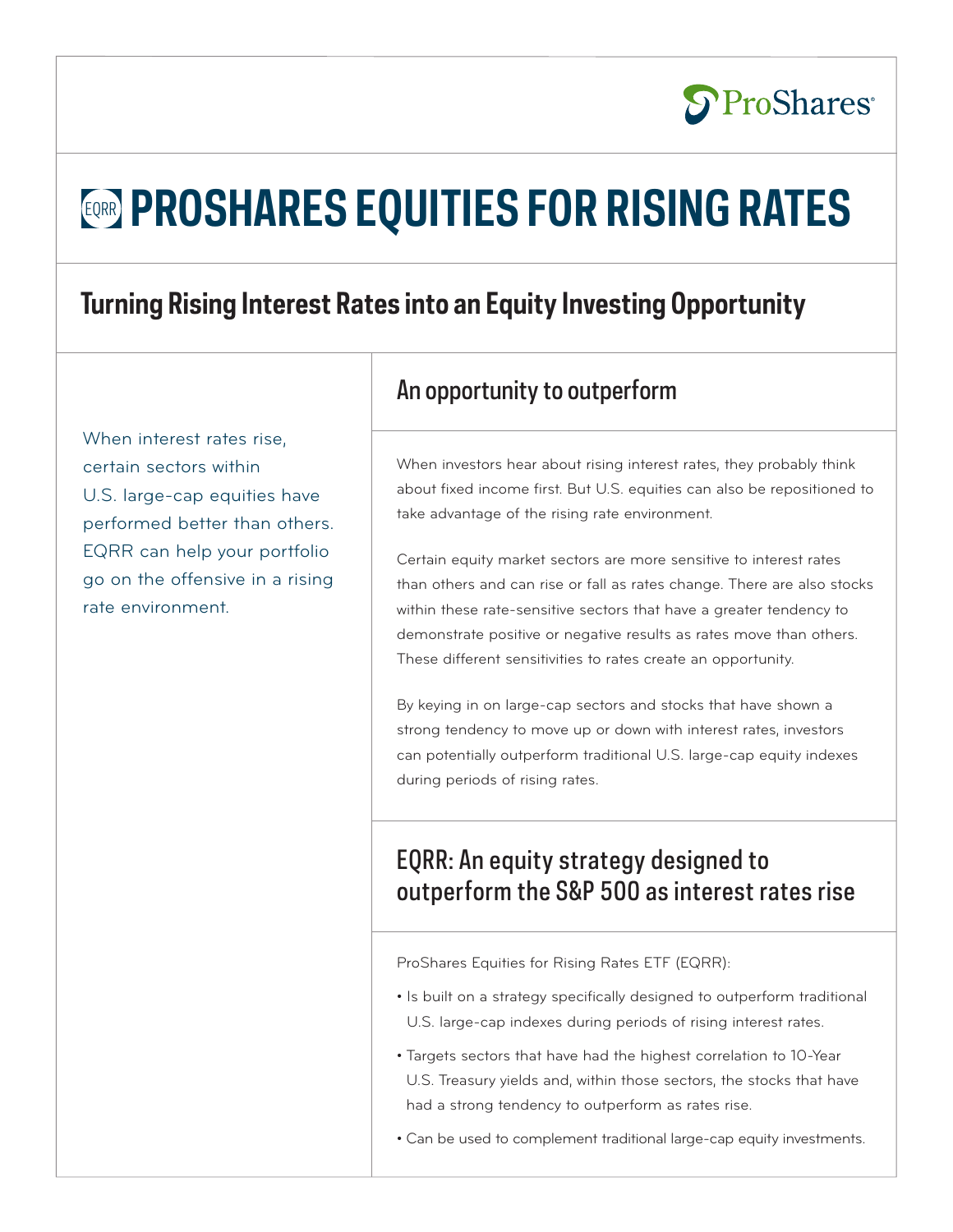# PROSHARES EQUITIES FOR RISING RATES

## Turning Rising Interest Rates into an Equity Investing Opportunity

When interest rates rise, certain sectors within U.S. large-cap equities have performed better than others. EQRR can help your portfolio go on the offensive in a rising rate environment.

### An opportunity to outperform

When investors hear about rising interest rates, they probably think about fixed income first. But U.S. equities can also be repositioned to take advantage of the rising rate environment.

Certain equity market sectors are more sensitive to interest rates than others and can rise or fall as rates change. There are also stocks within these rate-sensitive sectors that have a greater tendency to demonstrate positive or negative results as rates move than others. These different sensitivities to rates create an opportunity.

By keying in on large-cap sectors and stocks that have shown a strong tendency to move up or down with interest rates, investors can potentially outperform traditional U.S. large-cap equity indexes during periods of rising rates.

### EQRR: An equity strategy designed to outperform the S&P 500 as interest rates rise

ProShares Equities for Rising Rates ETF (EQRR):

- Is built on a strategy specifically designed to outperform traditional U.S. large-cap indexes during periods of rising interest rates.
- Targets sectors that have had the highest correlation to 10-Year U.S. Treasury yields and, within those sectors, the stocks that have had a strong tendency to outperform as rates rise.
- Can be used to complement traditional large-cap equity investments.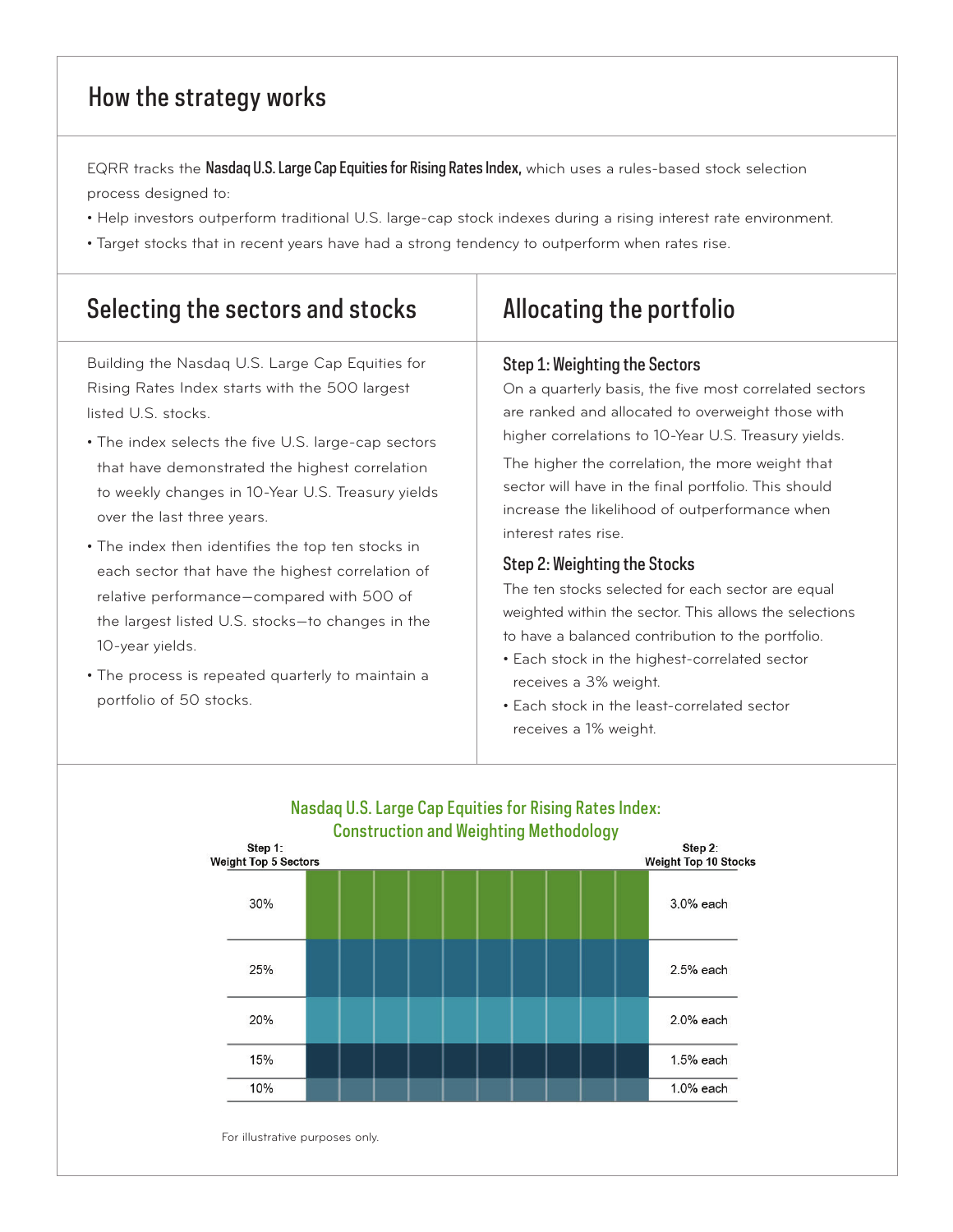## How the strategy works

EQRR tracks the **Nasdaq U.S. Large Cap Equities for Rising Rates Index,** which uses a rules-based stock selection process designed to:

- Help investors outperform traditional U.S. large-cap stock indexes during a rising interest rate environment.
- Target stocks that in recent years have had a strong tendency to outperform when rates rise.

## Selecting the sectors and stocks

Building the Nasdaq U.S. Large Cap Equities for Rising Rates Index starts with the 500 largest listed U.S. stocks.

- The index selects the five U.S. large-cap sectors that have demonstrated the highest correlation to weekly changes in 10-Year U.S. Treasury yields over the last three years.
- The index then identifies the top ten stocks in each sector that have the highest correlation of relative performance—compared with 500 of the largest listed U.S. stocks—to changes in the 10-year yields.
- The process is repeated quarterly to maintain a portfolio of 50 stocks.

## Allocating the portfolio

### Step 1: Weighting the Sectors

On a quarterly basis, the five most correlated sectors are ranked and allocated to overweight those with higher correlations to 10-Year U.S. Treasury yields.

The higher the correlation, the more weight that sector will have in the final portfolio. This should increase the likelihood of outperformance when interest rates rise.

### Step 2: Weighting the Stocks

The ten stocks selected for each sector are equal weighted within the sector. This allows the selections to have a balanced contribution to the portfolio.

- Each stock in the highest-correlated sector receives a 3% weight.
- Each stock in the least-correlated sector receives a 1% weight.

**Nasdaq U.S. Large Cap Equities for Rising Rates Index: Construction and Weighting Methodology**

| Step 1: Weight Top 5 Sectors | Step 2: Weight Top 10 Stocks |
|---|---|
| 30% | 3.0% each |
| 25% | 2.5% each |
| 20% | 2.0% each |
| 15% | 1.5% each |
| 10% | 1.0% each |

For illustrative purposes only.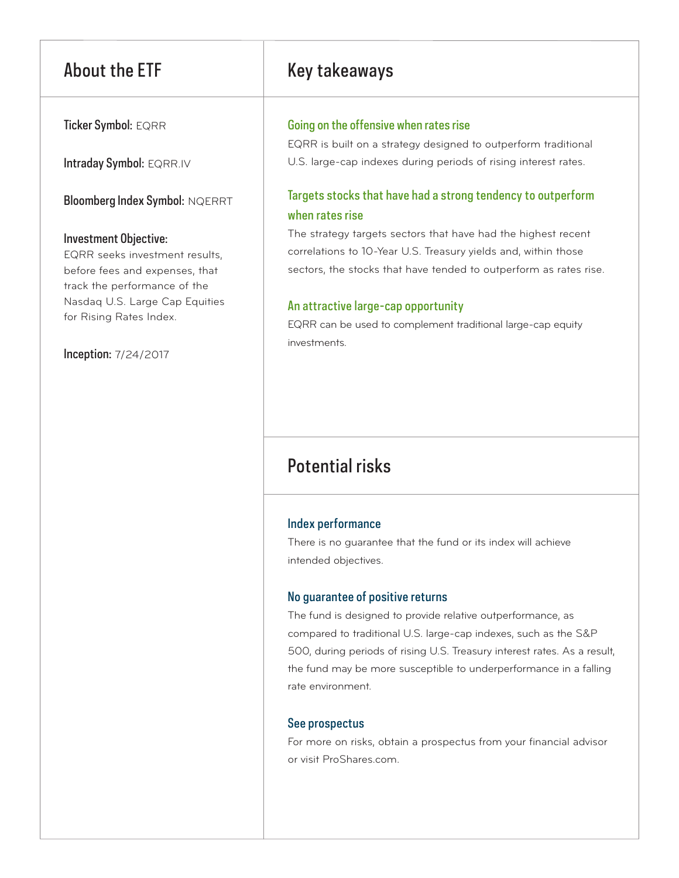## About the ETF

**Ticker Symbol:** EQRR

**Intraday Symbol:** EQRR.IV

**Bloomberg Index Symbol:** NQERRT

**Investment Objective:**
EQRR seeks investment results, before fees and expenses, that track the performance of the Nasdaq U.S. Large Cap Equities for Rising Rates Index.

**Inception:** 7/24/2017

## Key takeaways

### Going on the offensive when rates rise

EQRR is built on a strategy designed to outperform traditional U.S. large-cap indexes during periods of rising interest rates.

### Targets stocks that have had a strong tendency to outperform when rates rise

The strategy targets sectors that have had the highest recent correlations to 10-Year U.S. Treasury yields and, within those sectors, the stocks that have tended to outperform as rates rise.

### An attractive large-cap opportunity

EQRR can be used to complement traditional large-cap equity investments.

## Potential risks

### Index performance

There is no guarantee that the fund or its index will achieve intended objectives.

### No guarantee of positive returns

The fund is designed to provide relative outperformance, as compared to traditional U.S. large-cap indexes, such as the S&P 500, during periods of rising U.S. Treasury interest rates. As a result, the fund may be more susceptible to underperformance in a falling rate environment.

### See prospectus

For more on risks, obtain a prospectus from your financial advisor or visit ProShares.com.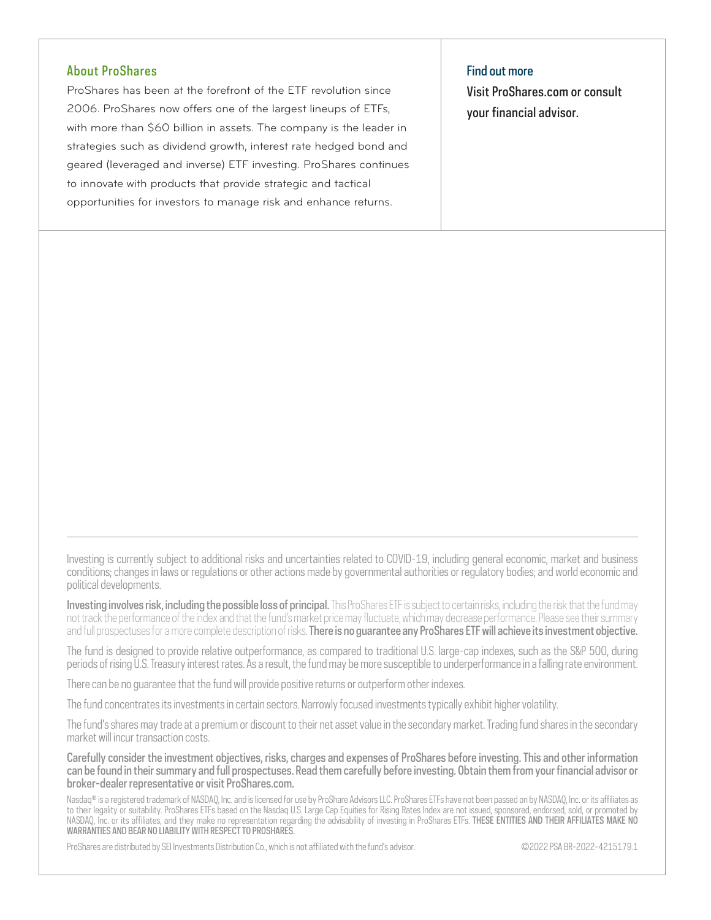## About ProShares

ProShares has been at the forefront of the ETF revolution since 2006. ProShares now offers one of the largest lineups of ETFs, with more than $60 billion in assets. The company is the leader in strategies such as dividend growth, interest rate hedged bond and geared (leveraged and inverse) ETF investing. ProShares continues to innovate with products that provide strategic and tactical opportunities for investors to manage risk and enhance returns.

## Find out more

Visit ProShares.com or consult your financial advisor.

---

Investing is currently subject to additional risks and uncertainties related to COVID-19, including general economic, market and business conditions; changes in laws or regulations or other actions made by governmental authorities or regulatory bodies; and world economic and political developments.

**Investing involves risk, including the possible loss of principal.** This ProShares ETF is subject to certain risks, including the risk that the fund may not track the performance of the index and that the fund's market price may fluctuate, which may decrease performance. Please see their summary and full prospectuses for a more complete description of risks. **There is no guarantee any ProShares ETF will achieve its investment objective.**

The fund is designed to provide relative outperformance, as compared to traditional U.S. large-cap indexes, such as the S&P 500, during periods of rising U.S. Treasury interest rates. As a result, the fund may be more susceptible to underperformance in a falling rate environment.

There can be no guarantee that the fund will provide positive returns or outperform other indexes.

The fund concentrates its investments in certain sectors. Narrowly focused investments typically exhibit higher volatility.

The fund's shares may trade at a premium or discount to their net asset value in the secondary market. Trading fund shares in the secondary market will incur transaction costs.

**Carefully consider the investment objectives, risks, charges and expenses of ProShares before investing. This and other information can be found in their summary and full prospectuses. Read them carefully before investing. Obtain them from your financial advisor or broker-dealer representative or visit ProShares.com.**

Nasdaq® is a registered trademark of NASDAQ, Inc. and is licensed for use by ProShare Advisors LLC. ProShares ETFs have not been passed on by NASDAQ, Inc. or its affiliates as to their legality or suitability. ProShares ETFs based on the Nasdaq U.S. Large Cap Equities for Rising Rates Index are not issued, sponsored, endorsed, sold, or promoted by NASDAQ, Inc. or its affiliates, and they make no representation regarding the advisability of investing in ProShares ETFs. **THESE ENTITIES AND THEIR AFFILIATES MAKE NO WARRANTIES AND BEAR NO LIABILITY WITH RESPECT TO PROSHARES.**

ProShares are distributed by SEI Investments Distribution Co., which is not affiliated with the fund's advisor.

©2022 PSA BR-2022-4215179.1